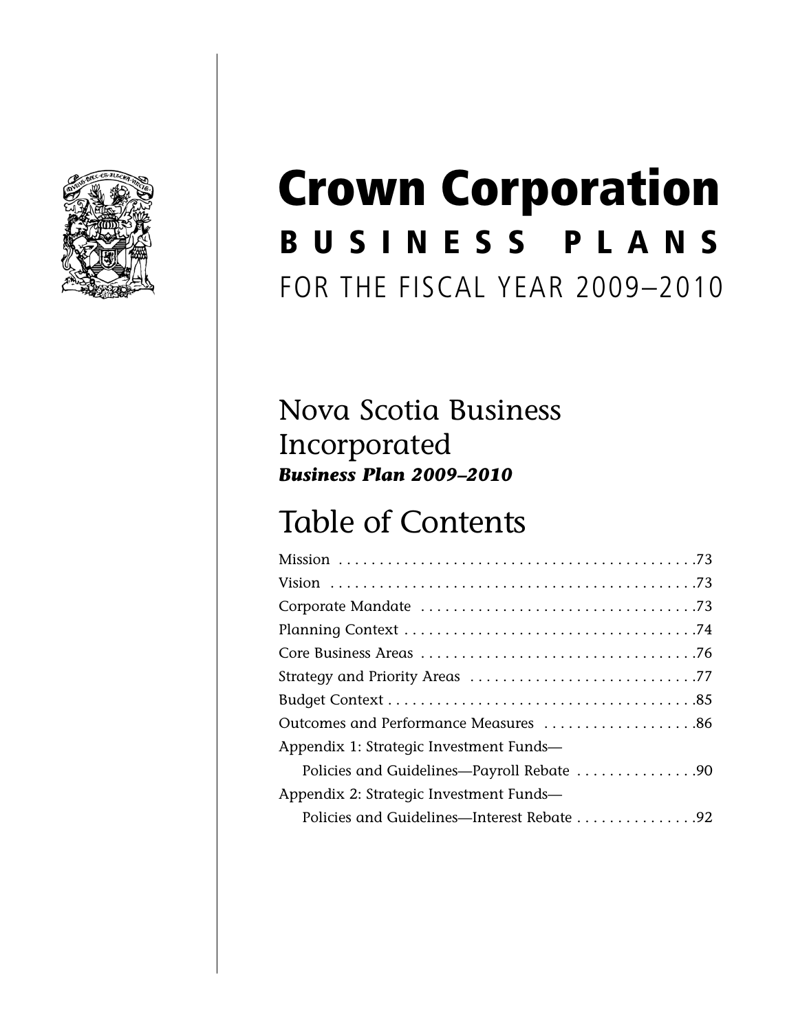# Crown Corporation

## BUSINESS PLANS

FOR THE FISCAL YEAR 2009–2010

## Nova Scotia Business Incorporated

***Business Plan 2009–2010***

## Table of Contents

Mission . . . . . . . . . . . . . . . . . . . . . . . . . . . . . . . . . . . . . . . . . . . .73
Vision . . . . . . . . . . . . . . . . . . . . . . . . . . . . . . . . . . . . . . . . . . . . .73
Corporate Mandate . . . . . . . . . . . . . . . . . . . . . . . . . . . . . . . . .73
Planning Context . . . . . . . . . . . . . . . . . . . . . . . . . . . . . . . . . . .74
Core Business Areas . . . . . . . . . . . . . . . . . . . . . . . . . . . . . . . . .76
Strategy and Priority Areas . . . . . . . . . . . . . . . . . . . . . . . . . . .77
Budget Context . . . . . . . . . . . . . . . . . . . . . . . . . . . . . . . . . . . . .85
Outcomes and Performance Measures . . . . . . . . . . . . . . . . . . .86
Appendix 1: Strategic Investment Funds—
Policies and Guidelines—Payroll Rebate . . . . . . . . . . . . . . .90
Appendix 2: Strategic Investment Funds—
Policies and Guidelines—Interest Rebate . . . . . . . . . . . . . . .92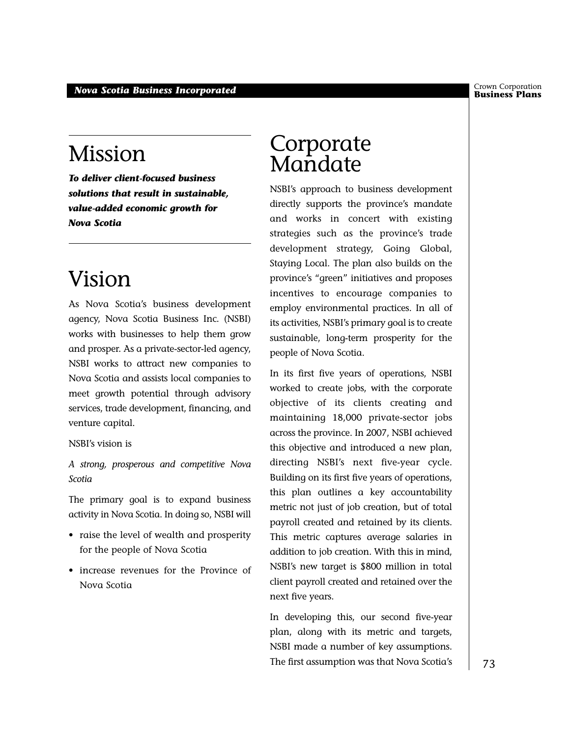# Mission

***To deliver client-focused business solutions that result in sustainable, value-added economic growth for Nova Scotia***

# Vision

As Nova Scotia's business development agency, Nova Scotia Business Inc. (NSBI) works with businesses to help them grow and prosper. As a private-sector-led agency, NSBI works to attract new companies to Nova Scotia and assists local companies to meet growth potential through advisory services, trade development, financing, and venture capital.

NSBI's vision is

*A strong, prosperous and competitive Nova Scotia*

The primary goal is to expand business activity in Nova Scotia. In doing so, NSBI will

- raise the level of wealth and prosperity for the people of Nova Scotia
- increase revenues for the Province of Nova Scotia

# Corporate Mandate

NSBI's approach to business development directly supports the province's mandate and works in concert with existing strategies such as the province's trade development strategy, Going Global, Staying Local. The plan also builds on the province's "green" initiatives and proposes incentives to encourage companies to employ environmental practices. In all of its activities, NSBI's primary goal is to create sustainable, long-term prosperity for the people of Nova Scotia.

In its first five years of operations, NSBI worked to create jobs, with the corporate objective of its clients creating and maintaining 18,000 private-sector jobs across the province. In 2007, NSBI achieved this objective and introduced a new plan, directing NSBI's next five-year cycle. Building on its first five years of operations, this plan outlines a key accountability metric not just of job creation, but of total payroll created and retained by its clients. This metric captures average salaries in addition to job creation. With this in mind, NSBI's new target is $800 million in total client payroll created and retained over the next five years.

In developing this, our second five-year plan, along with its metric and targets, NSBI made a number of key assumptions. The first assumption was that Nova Scotia's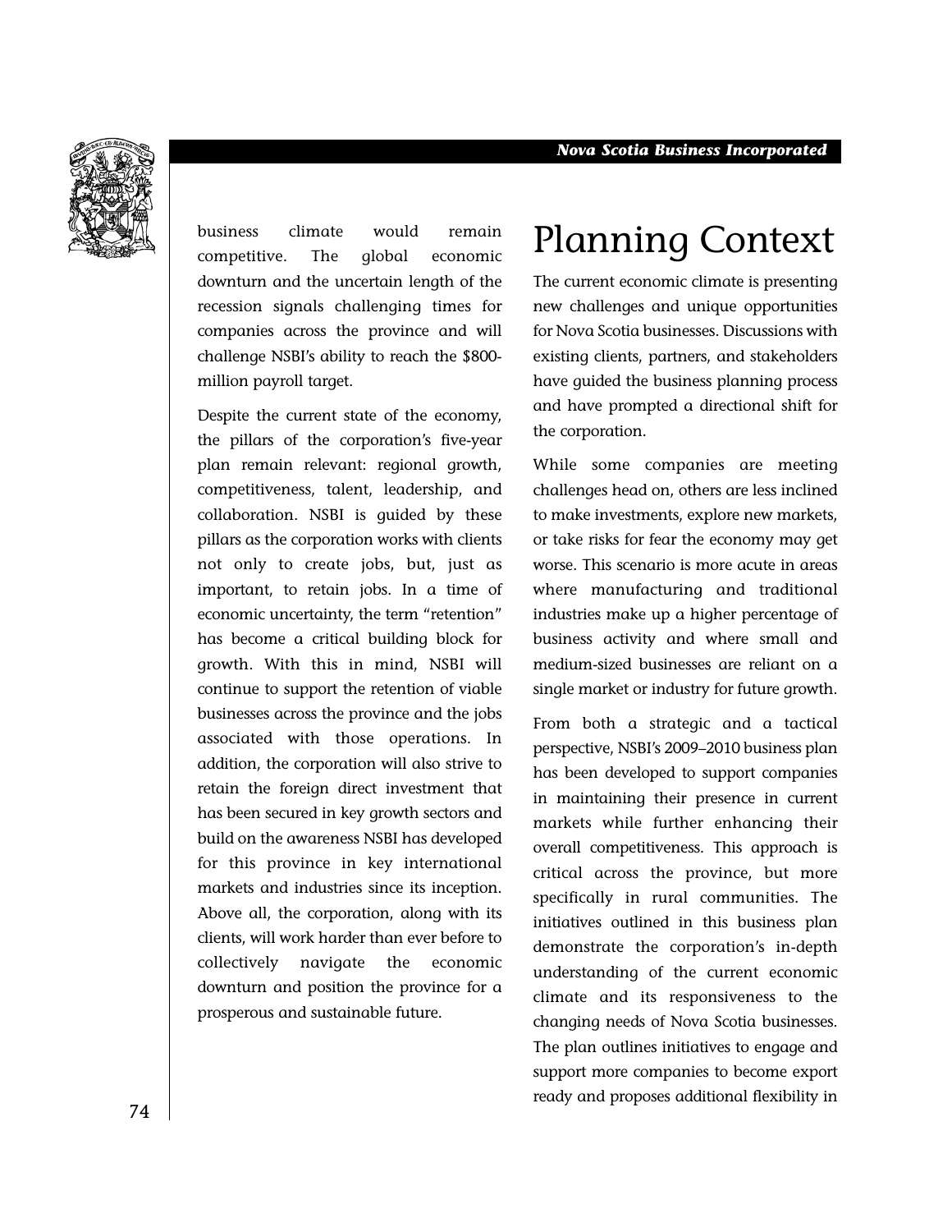business climate would remain competitive. The global economic downturn and the uncertain length of the recession signals challenging times for companies across the province and will challenge NSBI's ability to reach the $800-million payroll target.

Despite the current state of the economy, the pillars of the corporation's five-year plan remain relevant: regional growth, competitiveness, talent, leadership, and collaboration. NSBI is guided by these pillars as the corporation works with clients not only to create jobs, but, just as important, to retain jobs. In a time of economic uncertainty, the term "retention" has become a critical building block for growth. With this in mind, NSBI will continue to support the retention of viable businesses across the province and the jobs associated with those operations. In addition, the corporation will also strive to retain the foreign direct investment that has been secured in key growth sectors and build on the awareness NSBI has developed for this province in key international markets and industries since its inception. Above all, the corporation, along with its clients, will work harder than ever before to collectively navigate the economic downturn and position the province for a prosperous and sustainable future.

# Planning Context

The current economic climate is presenting new challenges and unique opportunities for Nova Scotia businesses. Discussions with existing clients, partners, and stakeholders have guided the business planning process and have prompted a directional shift for the corporation.

While some companies are meeting challenges head on, others are less inclined to make investments, explore new markets, or take risks for fear the economy may get worse. This scenario is more acute in areas where manufacturing and traditional industries make up a higher percentage of business activity and where small and medium-sized businesses are reliant on a single market or industry for future growth.

From both a strategic and a tactical perspective, NSBI's 2009–2010 business plan has been developed to support companies in maintaining their presence in current markets while further enhancing their overall competitiveness. This approach is critical across the province, but more specifically in rural communities. The initiatives outlined in this business plan demonstrate the corporation's in-depth understanding of the current economic climate and its responsiveness to the changing needs of Nova Scotia businesses. The plan outlines initiatives to engage and support more companies to become export ready and proposes additional flexibility in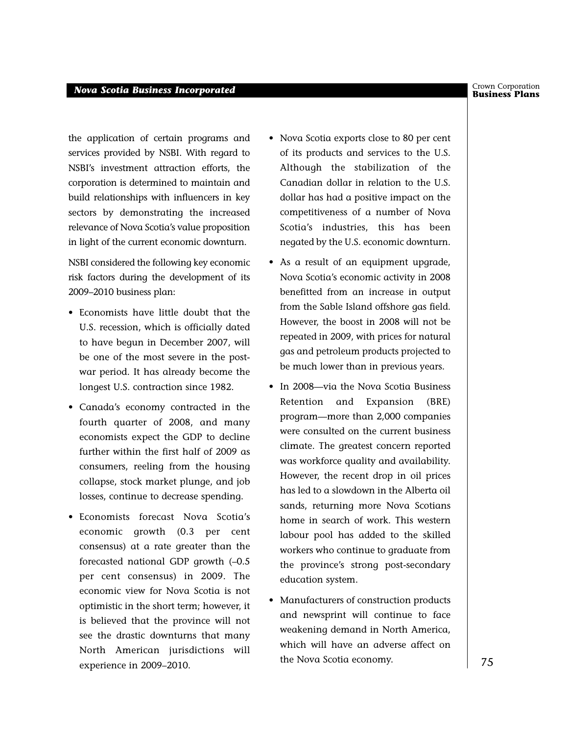the application of certain programs and services provided by NSBI. With regard to NSBI's investment attraction efforts, the corporation is determined to maintain and build relationships with influencers in key sectors by demonstrating the increased relevance of Nova Scotia's value proposition in light of the current economic downturn.

NSBI considered the following key economic risk factors during the development of its 2009–2010 business plan:

- Economists have little doubt that the U.S. recession, which is officially dated to have begun in December 2007, will be one of the most severe in the post-war period. It has already become the longest U.S. contraction since 1982.
- Canada's economy contracted in the fourth quarter of 2008, and many economists expect the GDP to decline further within the first half of 2009 as consumers, reeling from the housing collapse, stock market plunge, and job losses, continue to decrease spending.
- Economists forecast Nova Scotia's economic growth (0.3 per cent consensus) at a rate greater than the forecasted national GDP growth (–0.5 per cent consensus) in 2009. The economic view for Nova Scotia is not optimistic in the short term; however, it is believed that the province will not see the drastic downturns that many North American jurisdictions will experience in 2009–2010.
- Nova Scotia exports close to 80 per cent of its products and services to the U.S. Although the stabilization of the Canadian dollar in relation to the U.S. dollar has had a positive impact on the competitiveness of a number of Nova Scotia's industries, this has been negated by the U.S. economic downturn.
- As a result of an equipment upgrade, Nova Scotia's economic activity in 2008 benefitted from an increase in output from the Sable Island offshore gas field. However, the boost in 2008 will not be repeated in 2009, with prices for natural gas and petroleum products projected to be much lower than in previous years.
- In 2008—via the Nova Scotia Business Retention and Expansion (BRE) program—more than 2,000 companies were consulted on the current business climate. The greatest concern reported was workforce quality and availability. However, the recent drop in oil prices has led to a slowdown in the Alberta oil sands, returning more Nova Scotians home in search of work. This western labour pool has added to the skilled workers who continue to graduate from the province's strong post-secondary education system.
- Manufacturers of construction products and newsprint will continue to face weakening demand in North America, which will have an adverse affect on the Nova Scotia economy.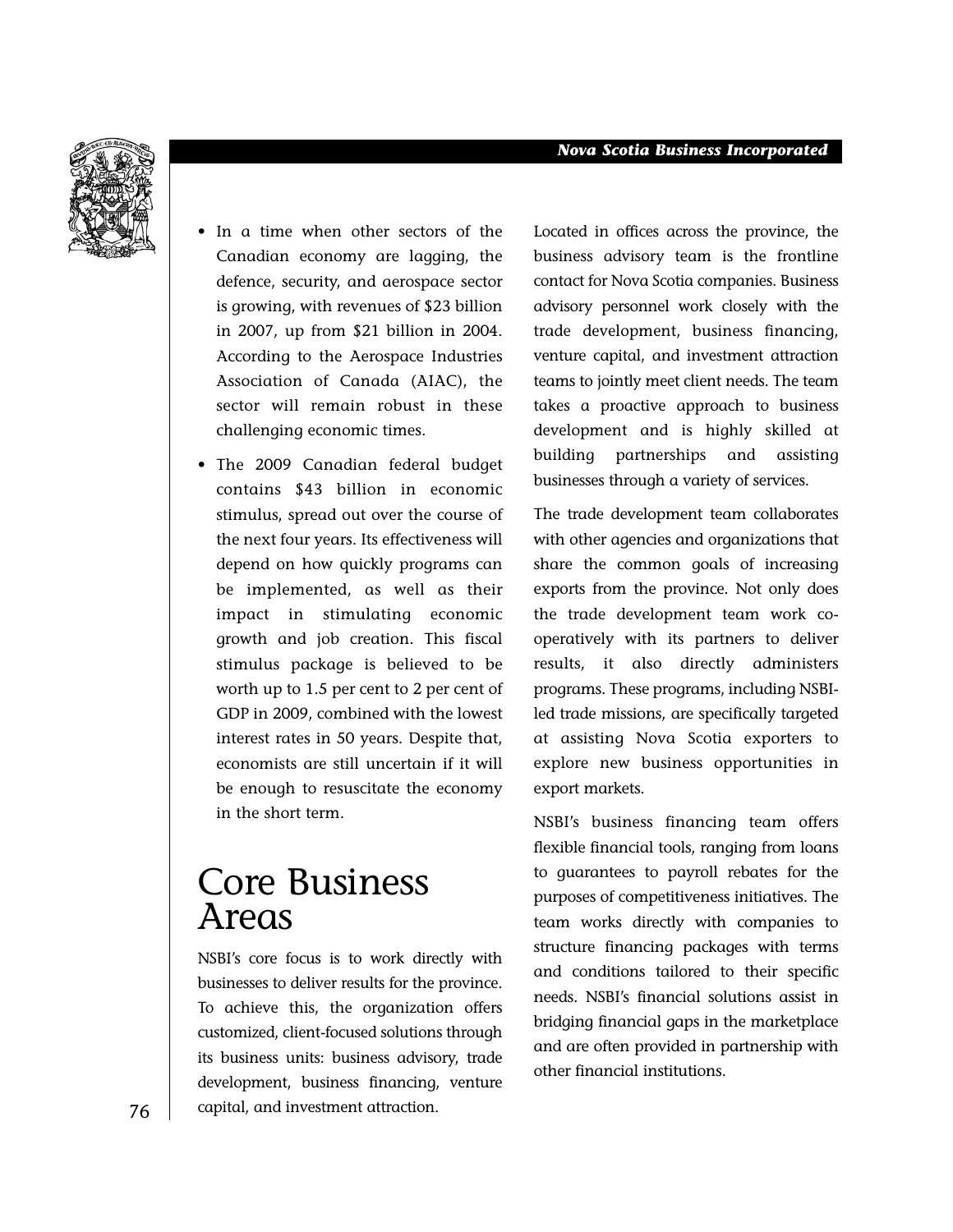- In a time when other sectors of the Canadian economy are lagging, the defence, security, and aerospace sector is growing, with revenues of $23 billion in 2007, up from $21 billion in 2004. According to the Aerospace Industries Association of Canada (AIAC), the sector will remain robust in these challenging economic times.
- The 2009 Canadian federal budget contains $43 billion in economic stimulus, spread out over the course of the next four years. Its effectiveness will depend on how quickly programs can be implemented, as well as their impact in stimulating economic growth and job creation. This fiscal stimulus package is believed to be worth up to 1.5 per cent to 2 per cent of GDP in 2009, combined with the lowest interest rates in 50 years. Despite that, economists are still uncertain if it will be enough to resuscitate the economy in the short term.

# Core Business Areas

NSBI's core focus is to work directly with businesses to deliver results for the province. To achieve this, the organization offers customized, client-focused solutions through its business units: business advisory, trade development, business financing, venture capital, and investment attraction.

Located in offices across the province, the business advisory team is the frontline contact for Nova Scotia companies. Business advisory personnel work closely with the trade development, business financing, venture capital, and investment attraction teams to jointly meet client needs. The team takes a proactive approach to business development and is highly skilled at building partnerships and assisting businesses through a variety of services.

The trade development team collaborates with other agencies and organizations that share the common goals of increasing exports from the province. Not only does the trade development team work co-operatively with its partners to deliver results, it also directly administers programs. These programs, including NSBI-led trade missions, are specifically targeted at assisting Nova Scotia exporters to explore new business opportunities in export markets.

NSBI's business financing team offers flexible financial tools, ranging from loans to guarantees to payroll rebates for the purposes of competitiveness initiatives. The team works directly with companies to structure financing packages with terms and conditions tailored to their specific needs. NSBI's financial solutions assist in bridging financial gaps in the marketplace and are often provided in partnership with other financial institutions.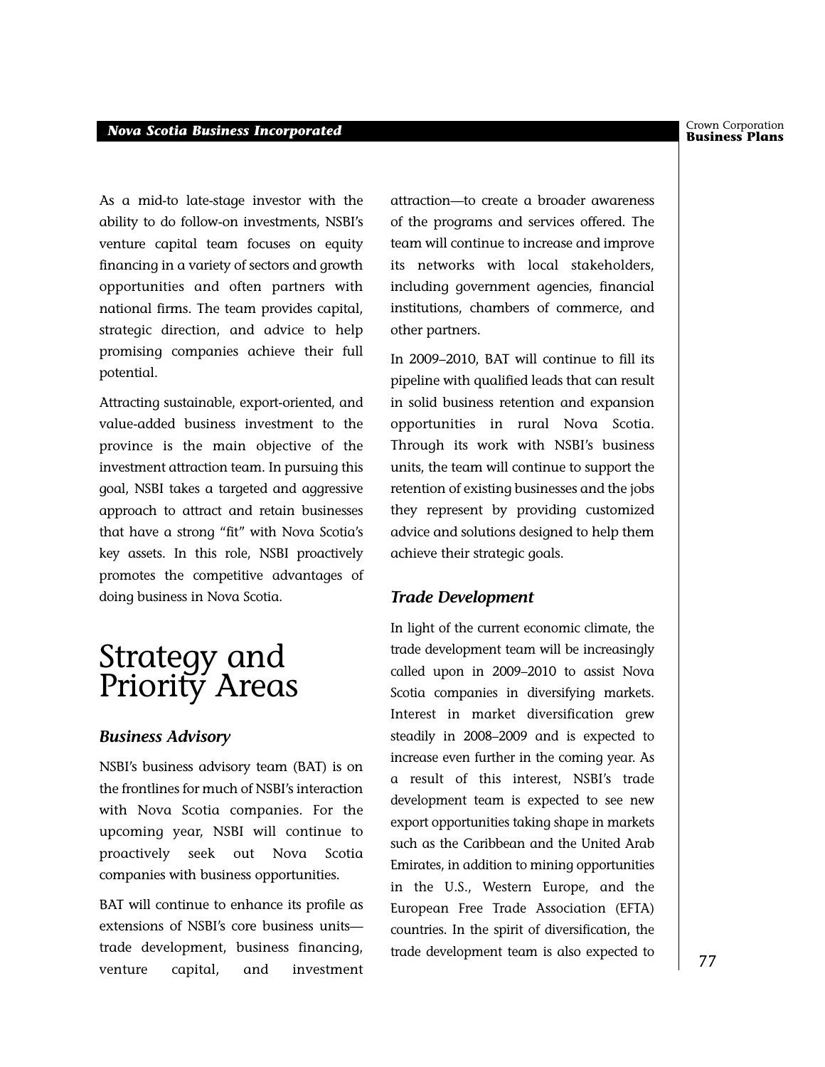As a mid-to late-stage investor with the ability to do follow-on investments, NSBI's venture capital team focuses on equity financing in a variety of sectors and growth opportunities and often partners with national firms. The team provides capital, strategic direction, and advice to help promising companies achieve their full potential.

Attracting sustainable, export-oriented, and value-added business investment to the province is the main objective of the investment attraction team. In pursuing this goal, NSBI takes a targeted and aggressive approach to attract and retain businesses that have a strong "fit" with Nova Scotia's key assets. In this role, NSBI proactively promotes the competitive advantages of doing business in Nova Scotia.

# Strategy and Priority Areas

### *Business Advisory*

NSBI's business advisory team (BAT) is on the frontlines for much of NSBI's interaction with Nova Scotia companies. For the upcoming year, NSBI will continue to proactively seek out Nova Scotia companies with business opportunities.

BAT will continue to enhance its profile as extensions of NSBI's core business units—trade development, business financing, venture capital, and investment attraction—to create a broader awareness of the programs and services offered. The team will continue to increase and improve its networks with local stakeholders, including government agencies, financial institutions, chambers of commerce, and other partners.

In 2009–2010, BAT will continue to fill its pipeline with qualified leads that can result in solid business retention and expansion opportunities in rural Nova Scotia. Through its work with NSBI's business units, the team will continue to support the retention of existing businesses and the jobs they represent by providing customized advice and solutions designed to help them achieve their strategic goals.

### *Trade Development*

In light of the current economic climate, the trade development team will be increasingly called upon in 2009–2010 to assist Nova Scotia companies in diversifying markets. Interest in market diversification grew steadily in 2008–2009 and is expected to increase even further in the coming year. As a result of this interest, NSBI's trade development team is expected to see new export opportunities taking shape in markets such as the Caribbean and the United Arab Emirates, in addition to mining opportunities in the U.S., Western Europe, and the European Free Trade Association (EFTA) countries. In the spirit of diversification, the trade development team is also expected to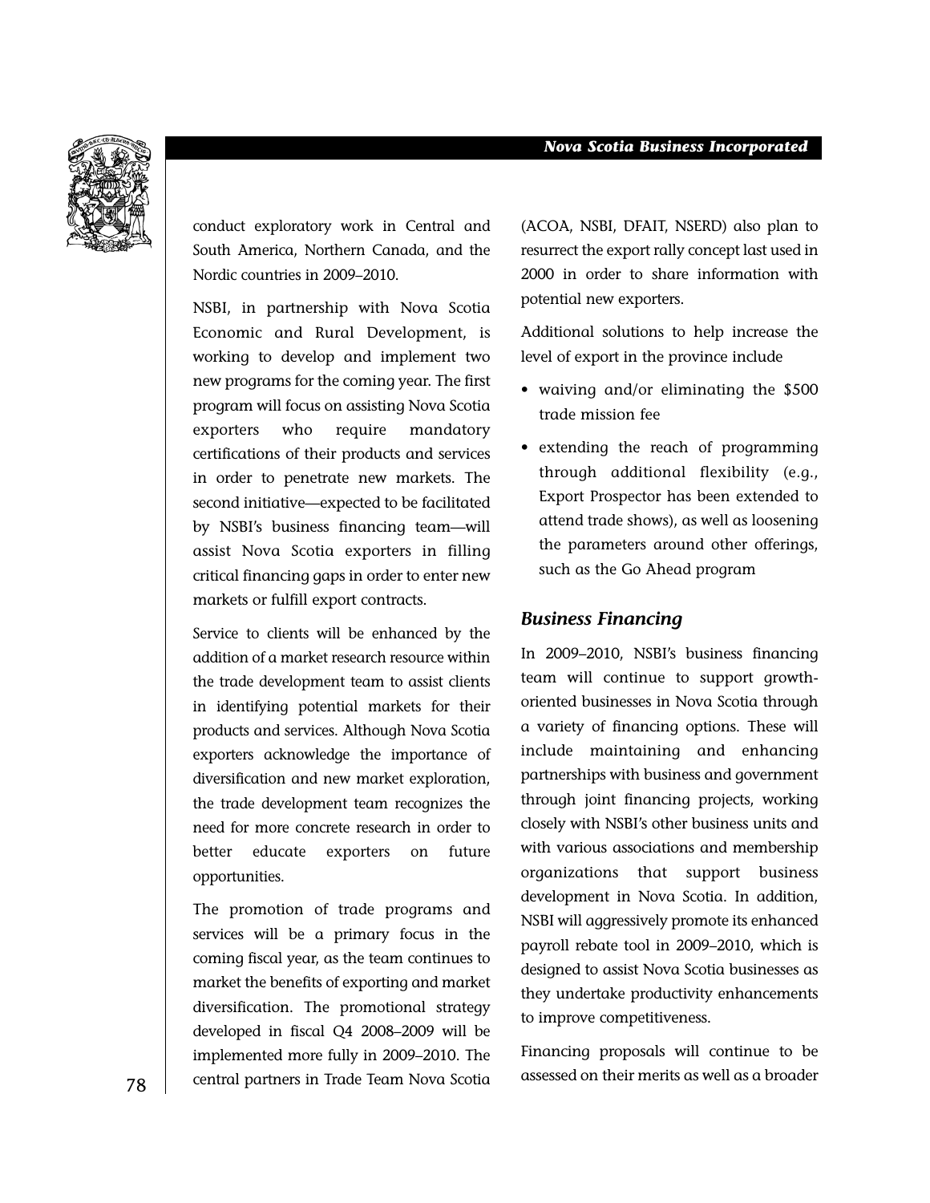conduct exploratory work in Central and South America, Northern Canada, and the Nordic countries in 2009–2010.

NSBI, in partnership with Nova Scotia Economic and Rural Development, is working to develop and implement two new programs for the coming year. The first program will focus on assisting Nova Scotia exporters who require mandatory certifications of their products and services in order to penetrate new markets. The second initiative—expected to be facilitated by NSBI's business financing team—will assist Nova Scotia exporters in filling critical financing gaps in order to enter new markets or fulfill export contracts.

Service to clients will be enhanced by the addition of a market research resource within the trade development team to assist clients in identifying potential markets for their products and services. Although Nova Scotia exporters acknowledge the importance of diversification and new market exploration, the trade development team recognizes the need for more concrete research in order to better educate exporters on future opportunities.

The promotion of trade programs and services will be a primary focus in the coming fiscal year, as the team continues to market the benefits of exporting and market diversification. The promotional strategy developed in fiscal Q4 2008–2009 will be implemented more fully in 2009–2010. The central partners in Trade Team Nova Scotia (ACOA, NSBI, DFAIT, NSERD) also plan to resurrect the export rally concept last used in 2000 in order to share information with potential new exporters.

Additional solutions to help increase the level of export in the province include

- waiving and/or eliminating the $500 trade mission fee
- extending the reach of programming through additional flexibility (e.g., Export Prospector has been extended to attend trade shows), as well as loosening the parameters around other offerings, such as the Go Ahead program

### *Business Financing*

In 2009–2010, NSBI's business financing team will continue to support growth-oriented businesses in Nova Scotia through a variety of financing options. These will include maintaining and enhancing partnerships with business and government through joint financing projects, working closely with NSBI's other business units and with various associations and membership organizations that support business development in Nova Scotia. In addition, NSBI will aggressively promote its enhanced payroll rebate tool in 2009–2010, which is designed to assist Nova Scotia businesses as they undertake productivity enhancements to improve competitiveness.

Financing proposals will continue to be assessed on their merits as well as a broader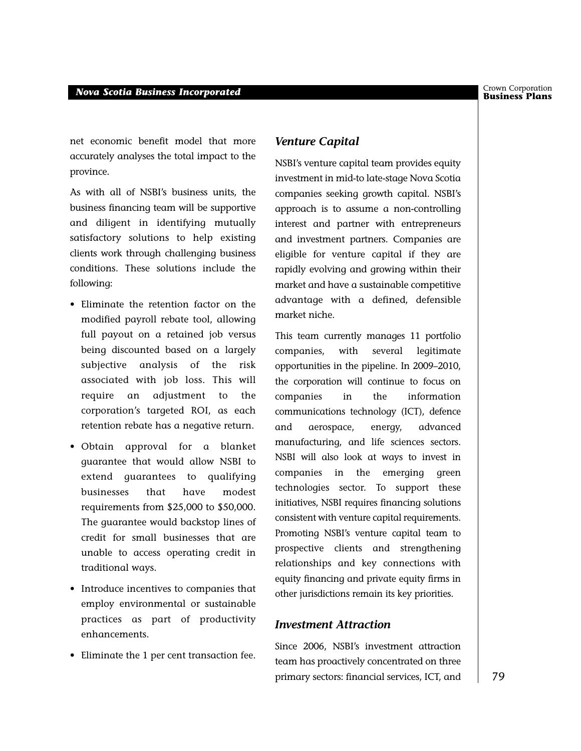net economic benefit model that more accurately analyses the total impact to the province.

As with all of NSBI's business units, the business financing team will be supportive and diligent in identifying mutually satisfactory solutions to help existing clients work through challenging business conditions. These solutions include the following:

- Eliminate the retention factor on the modified payroll rebate tool, allowing full payout on a retained job versus being discounted based on a largely subjective analysis of the risk associated with job loss. This will require an adjustment to the corporation's targeted ROI, as each retention rebate has a negative return.
- Obtain approval for a blanket guarantee that would allow NSBI to extend guarantees to qualifying businesses that have modest requirements from $25,000 to $50,000. The guarantee would backstop lines of credit for small businesses that are unable to access operating credit in traditional ways.
- Introduce incentives to companies that employ environmental or sustainable practices as part of productivity enhancements.
- Eliminate the 1 per cent transaction fee.

### *Venture Capital*

NSBI's venture capital team provides equity investment in mid-to late-stage Nova Scotia companies seeking growth capital. NSBI's approach is to assume a non-controlling interest and partner with entrepreneurs and investment partners. Companies are eligible for venture capital if they are rapidly evolving and growing within their market and have a sustainable competitive advantage with a defined, defensible market niche.

This team currently manages 11 portfolio companies, with several legitimate opportunities in the pipeline. In 2009–2010, the corporation will continue to focus on companies in the information communications technology (ICT), defence and aerospace, energy, advanced manufacturing, and life sciences sectors. NSBI will also look at ways to invest in companies in the emerging green technologies sector. To support these initiatives, NSBI requires financing solutions consistent with venture capital requirements. Promoting NSBI's venture capital team to prospective clients and strengthening relationships and key connections with equity financing and private equity firms in other jurisdictions remain its key priorities.

### *Investment Attraction*

Since 2006, NSBI's investment attraction team has proactively concentrated on three primary sectors: financial services, ICT, and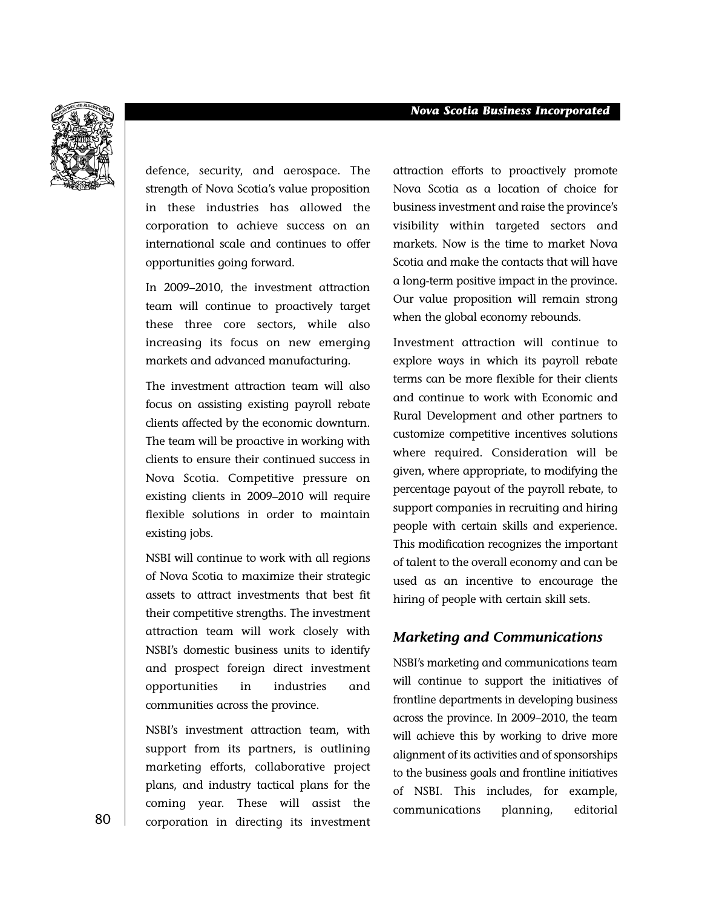defence, security, and aerospace. The strength of Nova Scotia's value proposition in these industries has allowed the corporation to achieve success on an international scale and continues to offer opportunities going forward.

In 2009–2010, the investment attraction team will continue to proactively target these three core sectors, while also increasing its focus on new emerging markets and advanced manufacturing.

The investment attraction team will also focus on assisting existing payroll rebate clients affected by the economic downturn. The team will be proactive in working with clients to ensure their continued success in Nova Scotia. Competitive pressure on existing clients in 2009–2010 will require flexible solutions in order to maintain existing jobs.

NSBI will continue to work with all regions of Nova Scotia to maximize their strategic assets to attract investments that best fit their competitive strengths. The investment attraction team will work closely with NSBI's domestic business units to identify and prospect foreign direct investment opportunities in industries and communities across the province.

NSBI's investment attraction team, with support from its partners, is outlining marketing efforts, collaborative project plans, and industry tactical plans for the coming year. These will assist the corporation in directing its investment attraction efforts to proactively promote Nova Scotia as a location of choice for business investment and raise the province's visibility within targeted sectors and markets. Now is the time to market Nova Scotia and make the contacts that will have a long-term positive impact in the province. Our value proposition will remain strong when the global economy rebounds.

Investment attraction will continue to explore ways in which its payroll rebate terms can be more flexible for their clients and continue to work with Economic and Rural Development and other partners to customize competitive incentives solutions where required. Consideration will be given, where appropriate, to modifying the percentage payout of the payroll rebate, to support companies in recruiting and hiring people with certain skills and experience. This modification recognizes the important of talent to the overall economy and can be used as an incentive to encourage the hiring of people with certain skill sets.

### *Marketing and Communications*

NSBI's marketing and communications team will continue to support the initiatives of frontline departments in developing business across the province. In 2009–2010, the team will achieve this by working to drive more alignment of its activities and of sponsorships to the business goals and frontline initiatives of NSBI. This includes, for example, communications planning, editorial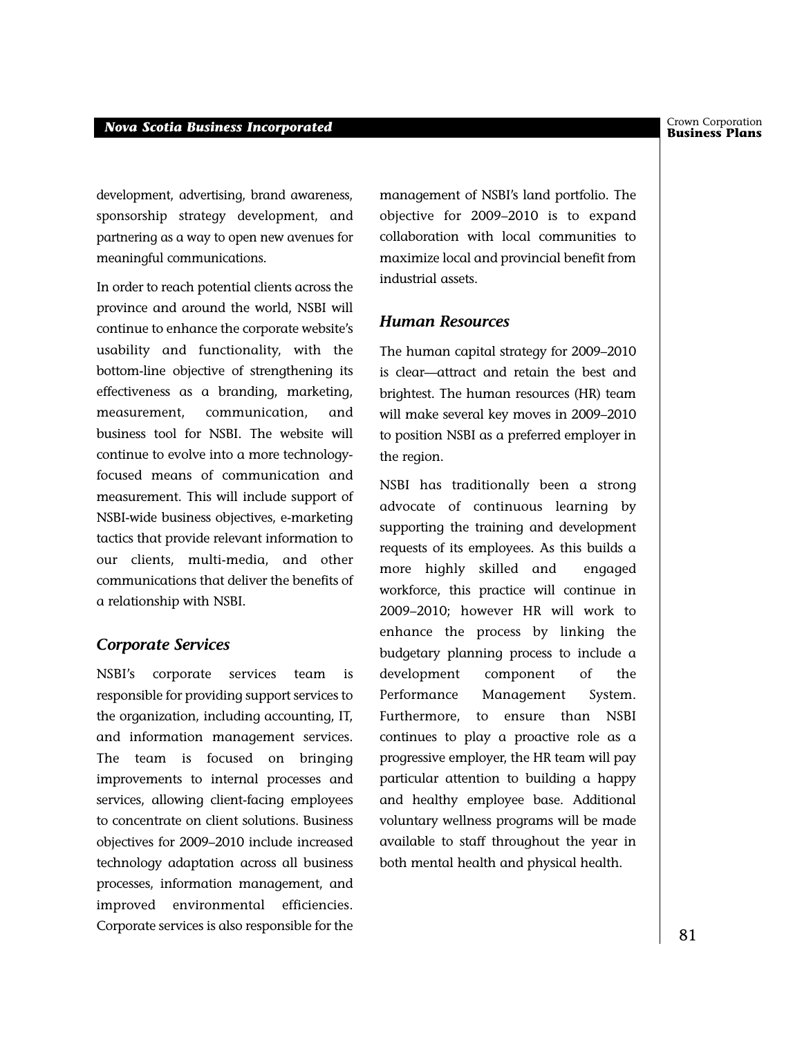development, advertising, brand awareness, sponsorship strategy development, and partnering as a way to open new avenues for meaningful communications.

In order to reach potential clients across the province and around the world, NSBI will continue to enhance the corporate website's usability and functionality, with the bottom-line objective of strengthening its effectiveness as a branding, marketing, measurement, communication, and business tool for NSBI. The website will continue to evolve into a more technology-focused means of communication and measurement. This will include support of NSBI-wide business objectives, e-marketing tactics that provide relevant information to our clients, multi-media, and other communications that deliver the benefits of a relationship with NSBI.

### *Corporate Services*

NSBI's corporate services team is responsible for providing support services to the organization, including accounting, IT, and information management services. The team is focused on bringing improvements to internal processes and services, allowing client-facing employees to concentrate on client solutions. Business objectives for 2009–2010 include increased technology adaptation across all business processes, information management, and improved environmental efficiencies. Corporate services is also responsible for the management of NSBI's land portfolio. The objective for 2009–2010 is to expand collaboration with local communities to maximize local and provincial benefit from industrial assets.

### *Human Resources*

The human capital strategy for 2009–2010 is clear—attract and retain the best and brightest. The human resources (HR) team will make several key moves in 2009–2010 to position NSBI as a preferred employer in the region.

NSBI has traditionally been a strong advocate of continuous learning by supporting the training and development requests of its employees. As this builds a more highly skilled and engaged workforce, this practice will continue in 2009–2010; however HR will work to enhance the process by linking the budgetary planning process to include a development component of the Performance Management System. Furthermore, to ensure than NSBI continues to play a proactive role as a progressive employer, the HR team will pay particular attention to building a happy and healthy employee base. Additional voluntary wellness programs will be made available to staff throughout the year in both mental health and physical health.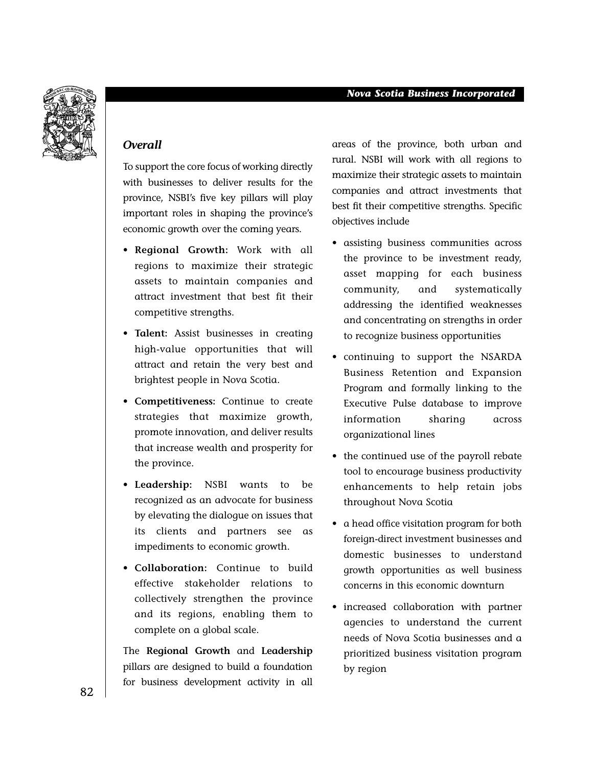### *Overall*

To support the core focus of working directly with businesses to deliver results for the province, NSBI's five key pillars will play important roles in shaping the province's economic growth over the coming years.

- **Regional Growth:** Work with all regions to maximize their strategic assets to maintain companies and attract investment that best fit their competitive strengths.
- **Talent:** Assist businesses in creating high-value opportunities that will attract and retain the very best and brightest people in Nova Scotia.
- **Competitiveness:** Continue to create strategies that maximize growth, promote innovation, and deliver results that increase wealth and prosperity for the province.
- **Leadership:** NSBI wants to be recognized as an advocate for business by elevating the dialogue on issues that its clients and partners see as impediments to economic growth.
- **Collaboration:** Continue to build effective stakeholder relations to collectively strengthen the province and its regions, enabling them to complete on a global scale.

The **Regional Growth** and **Leadership** pillars are designed to build a foundation for business development activity in all areas of the province, both urban and rural. NSBI will work with all regions to maximize their strategic assets to maintain companies and attract investments that best fit their competitive strengths. Specific objectives include

- assisting business communities across the province to be investment ready, asset mapping for each business community, and systematically addressing the identified weaknesses and concentrating on strengths in order to recognize business opportunities
- continuing to support the NSARDA Business Retention and Expansion Program and formally linking to the Executive Pulse database to improve information sharing across organizational lines
- the continued use of the payroll rebate tool to encourage business productivity enhancements to help retain jobs throughout Nova Scotia
- a head office visitation program for both foreign-direct investment businesses and domestic businesses to understand growth opportunities as well business concerns in this economic downturn
- increased collaboration with partner agencies to understand the current needs of Nova Scotia businesses and a prioritized business visitation program by region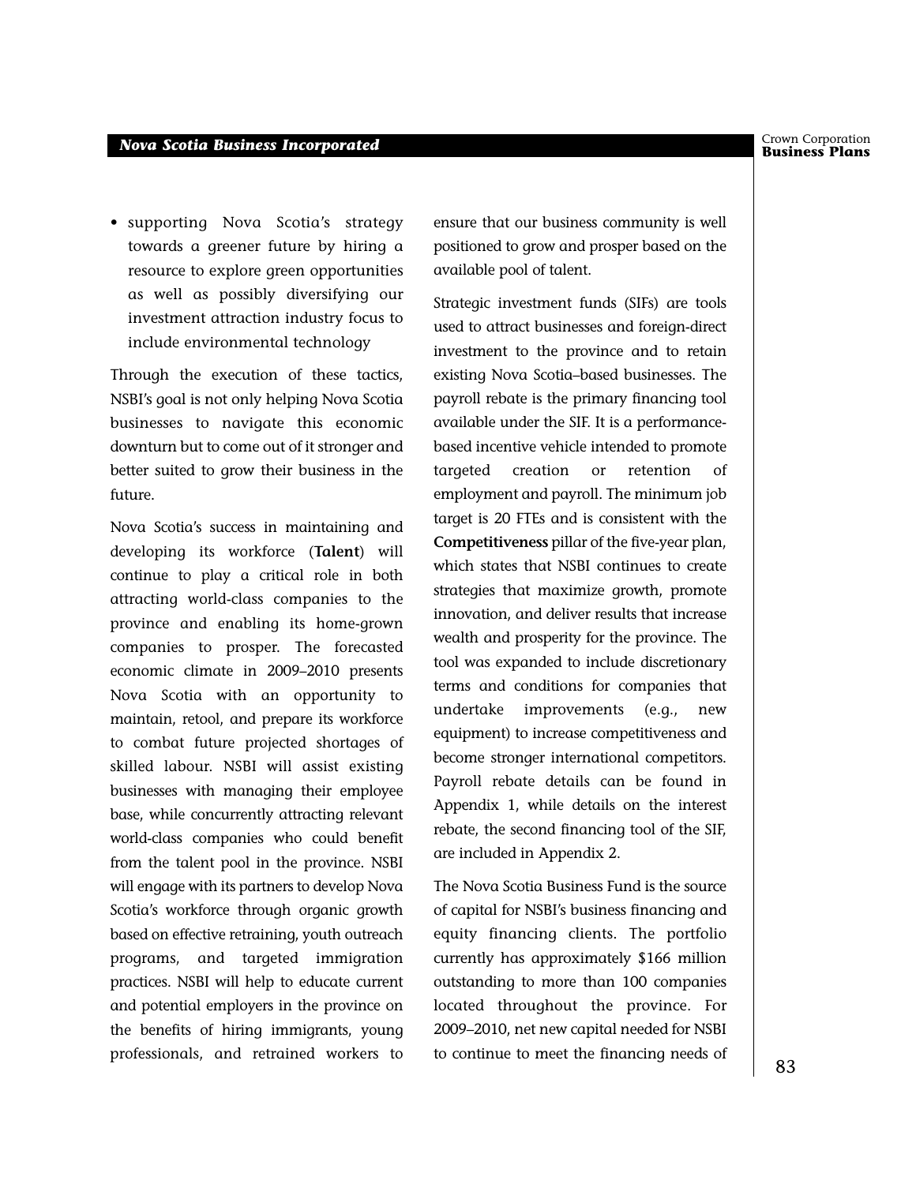- supporting Nova Scotia's strategy towards a greener future by hiring a resource to explore green opportunities as well as possibly diversifying our investment attraction industry focus to include environmental technology

Through the execution of these tactics, NSBI's goal is not only helping Nova Scotia businesses to navigate this economic downturn but to come out of it stronger and better suited to grow their business in the future.

Nova Scotia's success in maintaining and developing its workforce (**Talent**) will continue to play a critical role in both attracting world-class companies to the province and enabling its home-grown companies to prosper. The forecasted economic climate in 2009–2010 presents Nova Scotia with an opportunity to maintain, retool, and prepare its workforce to combat future projected shortages of skilled labour. NSBI will assist existing businesses with managing their employee base, while concurrently attracting relevant world-class companies who could benefit from the talent pool in the province. NSBI will engage with its partners to develop Nova Scotia's workforce through organic growth based on effective retraining, youth outreach programs, and targeted immigration practices. NSBI will help to educate current and potential employers in the province on the benefits of hiring immigrants, young professionals, and retrained workers to ensure that our business community is well positioned to grow and prosper based on the available pool of talent.

Strategic investment funds (SIFs) are tools used to attract businesses and foreign-direct investment to the province and to retain existing Nova Scotia–based businesses. The payroll rebate is the primary financing tool available under the SIF. It is a performance-based incentive vehicle intended to promote targeted creation or retention of employment and payroll. The minimum job target is 20 FTEs and is consistent with the **Competitiveness** pillar of the five-year plan, which states that NSBI continues to create strategies that maximize growth, promote innovation, and deliver results that increase wealth and prosperity for the province. The tool was expanded to include discretionary terms and conditions for companies that undertake improvements (e.g., new equipment) to increase competitiveness and become stronger international competitors. Payroll rebate details can be found in Appendix 1, while details on the interest rebate, the second financing tool of the SIF, are included in Appendix 2.

The Nova Scotia Business Fund is the source of capital for NSBI's business financing and equity financing clients. The portfolio currently has approximately $166 million outstanding to more than 100 companies located throughout the province. For 2009–2010, net new capital needed for NSBI to continue to meet the financing needs of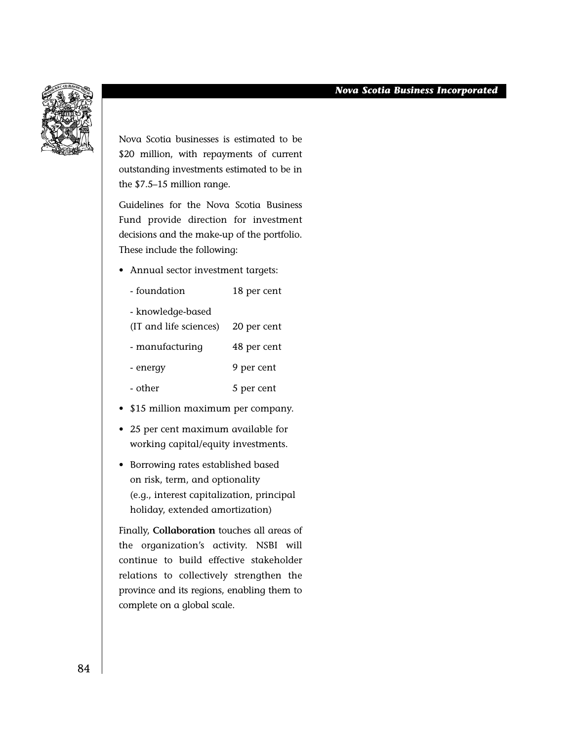Nova Scotia businesses is estimated to be $20 million, with repayments of current outstanding investments estimated to be in the $7.5–15 million range.

Guidelines for the Nova Scotia Business Fund provide direction for investment decisions and the make-up of the portfolio. These include the following:

- Annual sector investment targets:

| | |
|---|---|
| - foundation | 18 per cent |
| - knowledge-based (IT and life sciences) | 20 per cent |
| - manufacturing | 48 per cent |
| - energy | 9 per cent |
| - other | 5 per cent |

- $15 million maximum per company.
- 25 per cent maximum available for working capital/equity investments.
- Borrowing rates established based on risk, term, and optionality (e.g., interest capitalization, principal holiday, extended amortization)

Finally, **Collaboration** touches all areas of the organization's activity. NSBI will continue to build effective stakeholder relations to collectively strengthen the province and its regions, enabling them to complete on a global scale.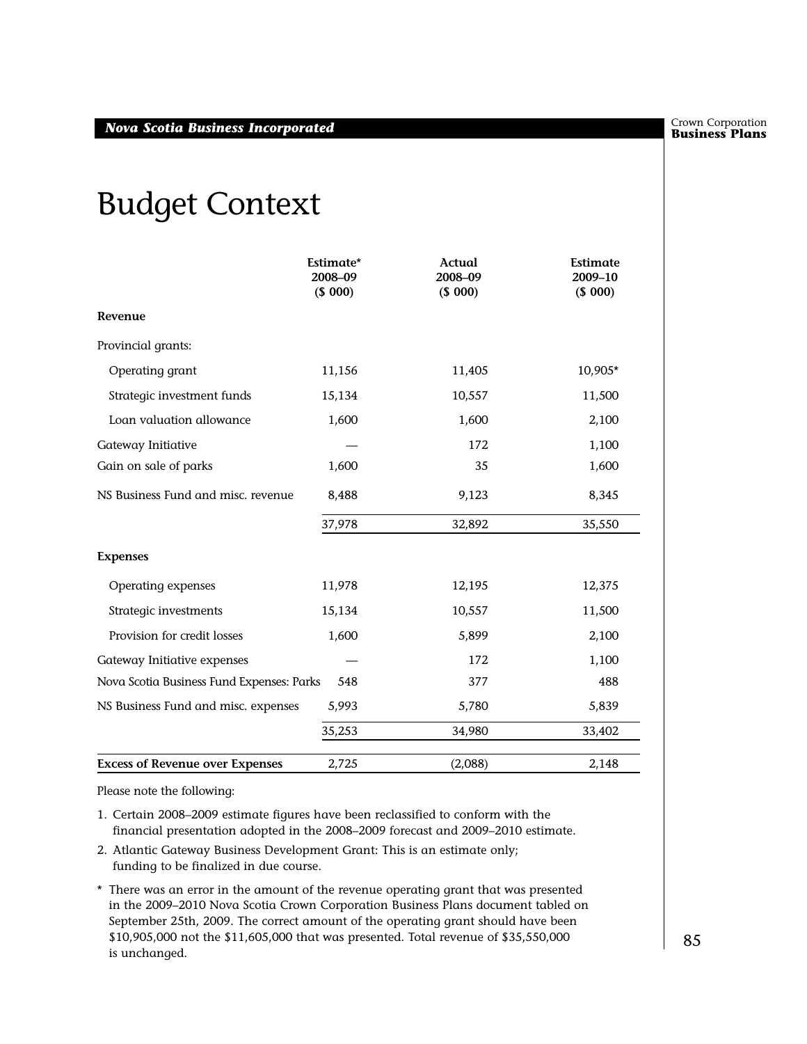# Budget Context

| | Estimate* 2008–09 ($ 000) | Actual 2008–09 ($ 000) | Estimate 2009–10 ($ 000) |
|---|---|---|---|
| **Revenue** | | | |
| Provincial grants: | | | |
| Operating grant | 11,156 | 11,405 | 10,905* |
| Strategic investment funds | 15,134 | 10,557 | 11,500 |
| Loan valuation allowance | 1,600 | 1,600 | 2,100 |
| Gateway Initiative | — | 172 | 1,100 |
| Gain on sale of parks | 1,600 | 35 | 1,600 |
| NS Business Fund and misc. revenue | 8,488 | 9,123 | 8,345 |
| | 37,978 | 32,892 | 35,550 |
| **Expenses** | | | |
| Operating expenses | 11,978 | 12,195 | 12,375 |
| Strategic investments | 15,134 | 10,557 | 11,500 |
| Provision for credit losses | 1,600 | 5,899 | 2,100 |
| Gateway Initiative expenses | — | 172 | 1,100 |
| Nova Scotia Business Fund Expenses: Parks | 548 | 377 | 488 |
| NS Business Fund and misc. expenses | 5,993 | 5,780 | 5,839 |
| | 35,253 | 34,980 | 33,402 |
| **Excess of Revenue over Expenses** | 2,725 | (2,088) | 2,148 |

Please note the following:

1. Certain 2008–2009 estimate figures have been reclassified to conform with the financial presentation adopted in the 2008–2009 forecast and 2009–2010 estimate.
2. Atlantic Gateway Business Development Grant: This is an estimate only; funding to be finalized in due course.

\* There was an error in the amount of the revenue operating grant that was presented in the 2009–2010 Nova Scotia Crown Corporation Business Plans document tabled on September 25th, 2009. The correct amount of the operating grant should have been $10,905,000 not the $11,605,000 that was presented. Total revenue of $35,550,000 is unchanged.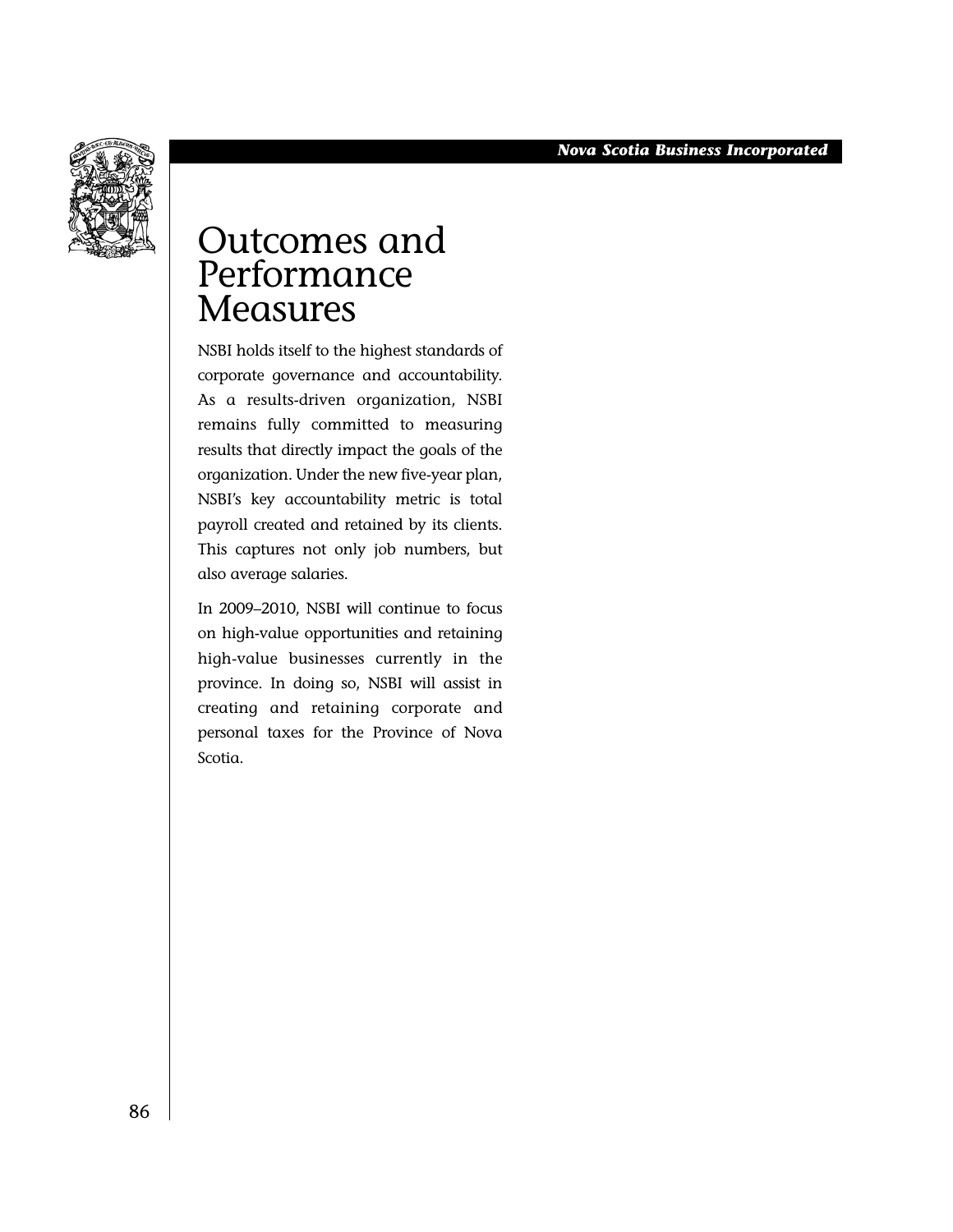# Outcomes and Performance Measures

NSBI holds itself to the highest standards of corporate governance and accountability. As a results-driven organization, NSBI remains fully committed to measuring results that directly impact the goals of the organization. Under the new five-year plan, NSBI's key accountability metric is total payroll created and retained by its clients. This captures not only job numbers, but also average salaries.

In 2009–2010, NSBI will continue to focus on high-value opportunities and retaining high-value businesses currently in the province. In doing so, NSBI will assist in creating and retaining corporate and personal taxes for the Province of Nova Scotia.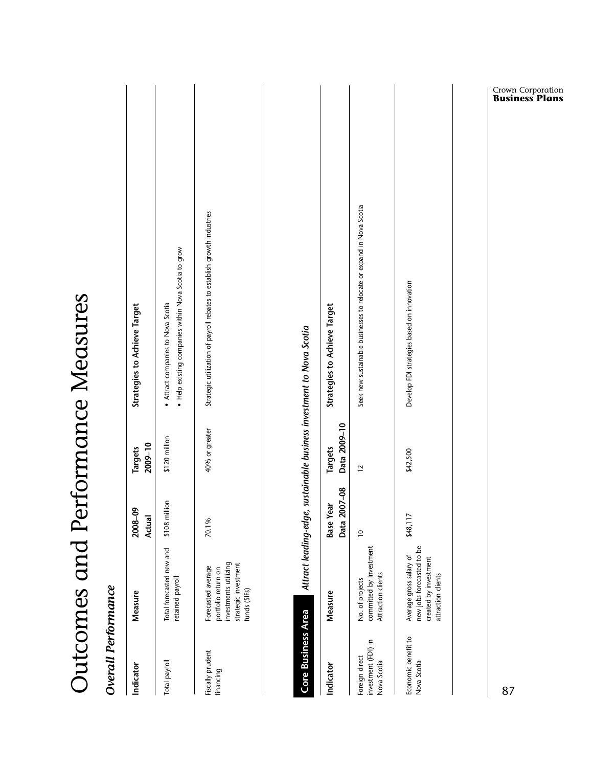# Outcomes and Performance Measures

## *Overall Performance*

| Indicator | Measure | 2008–09 Actual | Targets 2009–10 | Strategies to Achieve Target |
|---|---|---|---|---|
| Total payroll | Total forecasted new and retained payroll | $108 million | $120 million | • Attract companies to Nova Scotia<br>• Help existing companies within Nova Scotia to grow |
| Fiscally prudent financing | Forecasted average portfolio return on investments utilizing strategic investment funds (SIFs) | 70.1% | 40% or greater | Strategic utilization of payroll rebates to establish growth industries |

## Core Business Area *Attract leading-edge, sustainable business investment to Nova Scotia*

| Indicator | Measure | Base Year Data 2007–08 | Targets Data 2009–10 | Strategies to Achieve Target |
|---|---|---|---|---|
| Foreign direct investment (FDI) in Nova Scotia | No. of projects committed by Investment Attraction clients | 10 | 12 | Seek new sustainable businesses to relocate or expand in Nova Scotia |
| Economic benefit to Nova Scotia | Average gross salary of new jobs forecasted to be created by investment attraction clients | $48,117 | $42,500 | Develop FDI strategies based on innovation |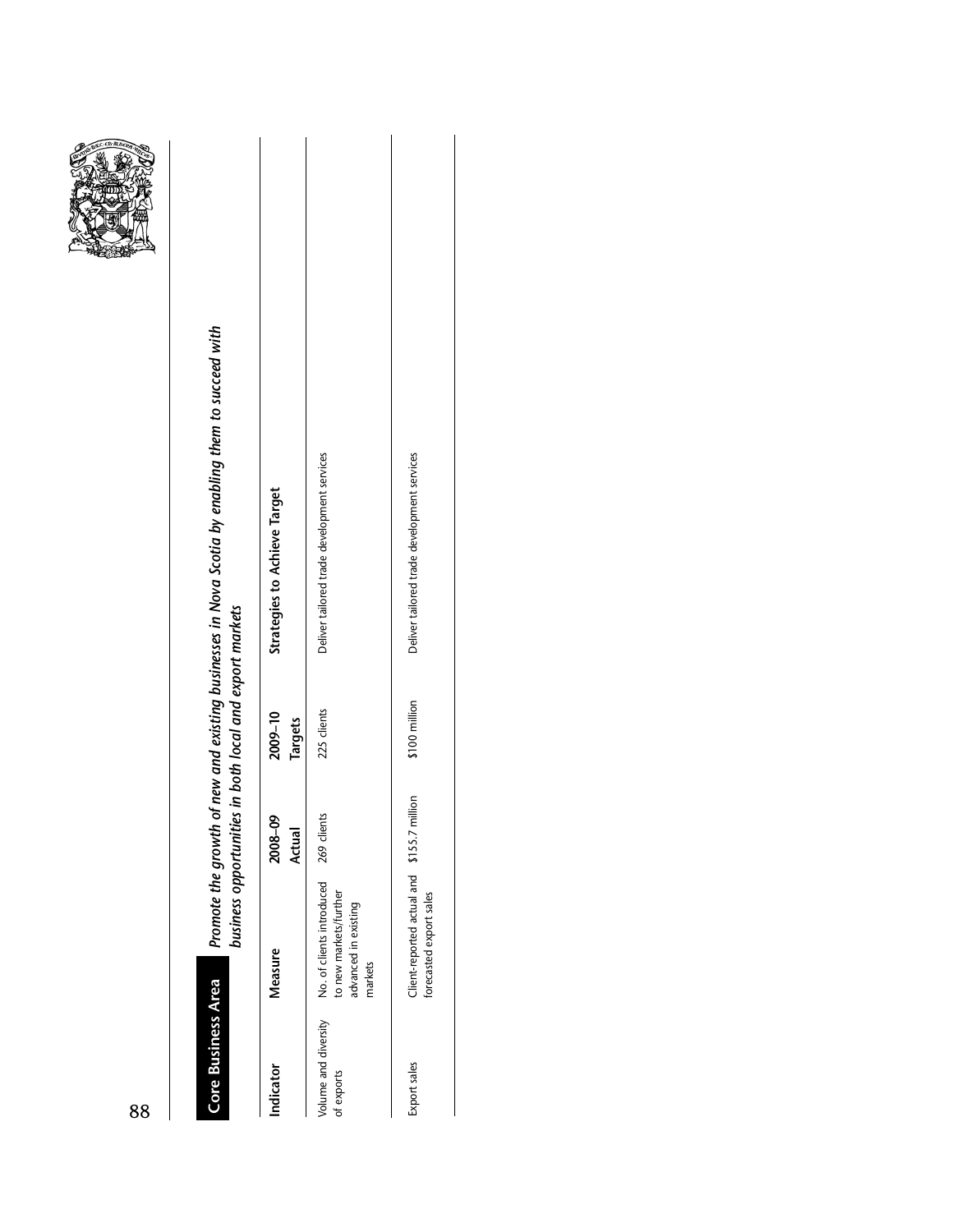**Core Business Area** *Promote the growth of new and existing businesses in Nova Scotia by enabling them to succeed with business opportunities in both local and export markets*

| Indicator | Measure | 2008–09 Actual | 2009–10 Targets | Strategies to Achieve Target |
|---|---|---|---|---|
| Volume and diversity of exports | No. of clients introduced to new markets/further advanced in existing markets | 269 clients | 225 clients | Deliver tailored trade development services |
| Export sales | Client-reported actual and forecasted export sales | \$155.7 million | \$100 million | Deliver tailored trade development services |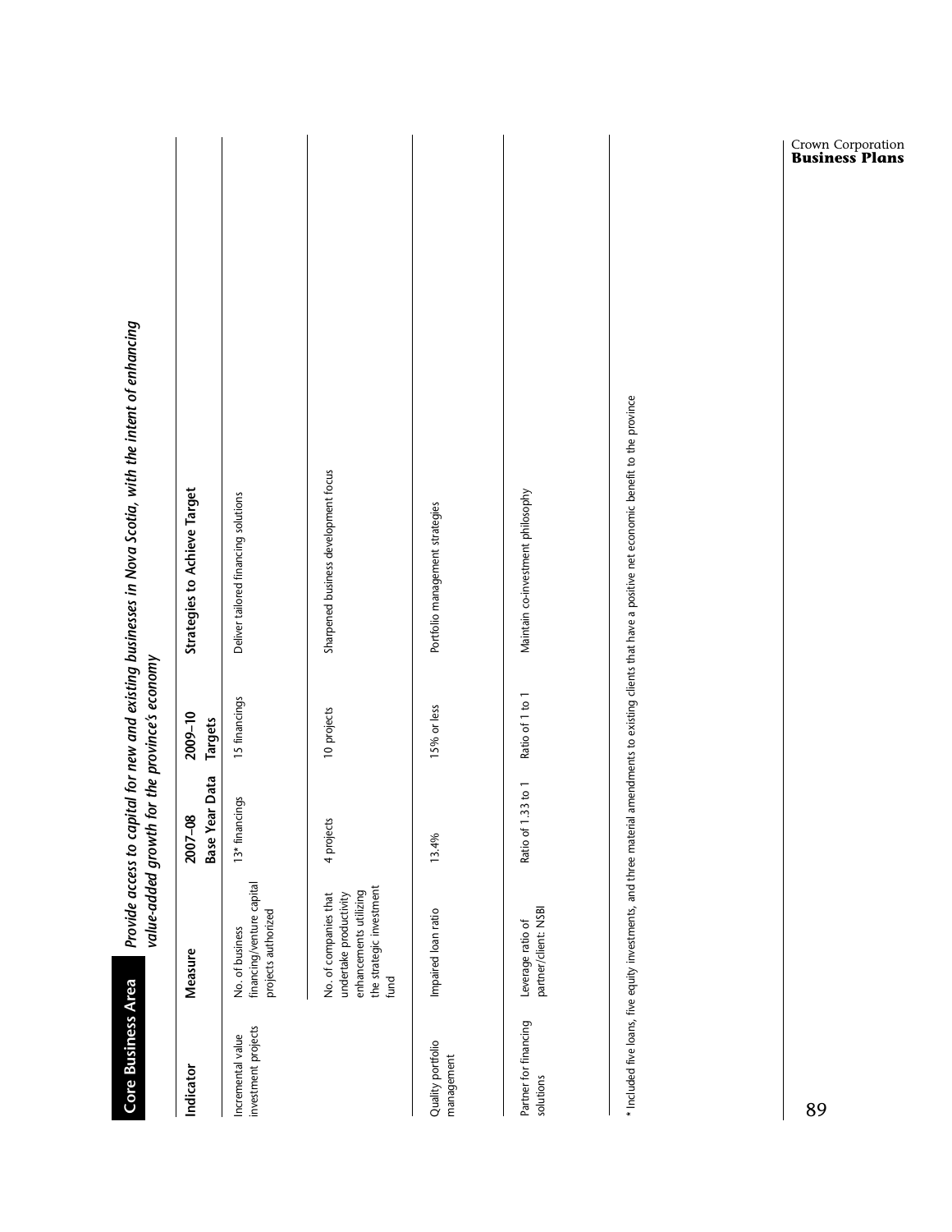## Core Business Area

***Provide access to capital for new and existing businesses in Nova Scotia, with the intent of enhancing value-added growth for the province's economy***

| Indicator | Measure | 2007–08 Base Year Data | 2009–10 Targets | Strategies to Achieve Target |
|---|---|---|---|---|
| Incremental value investment projects | No. of business financing/venture capital projects authorized | 13* financings | 15 financings | Deliver tailored financing solutions |
| | No. of companies that undertake productivity enhancements utilizing the strategic investment fund | 4 projects | 10 projects | Sharpened business development focus |
| Quality portfolio management | Impaired loan ratio | 13.4% | 15% or less | Portfolio management strategies |
| Partner for financing solutions | Leverage ratio of partner/client: NSBI | Ratio of 1.33 to 1 | Ratio of 1 to 1 | Maintain co-investment philosophy |

* Included five loans, five equity investments, and three material amendments to existing clients that have a positive net economic benefit to the province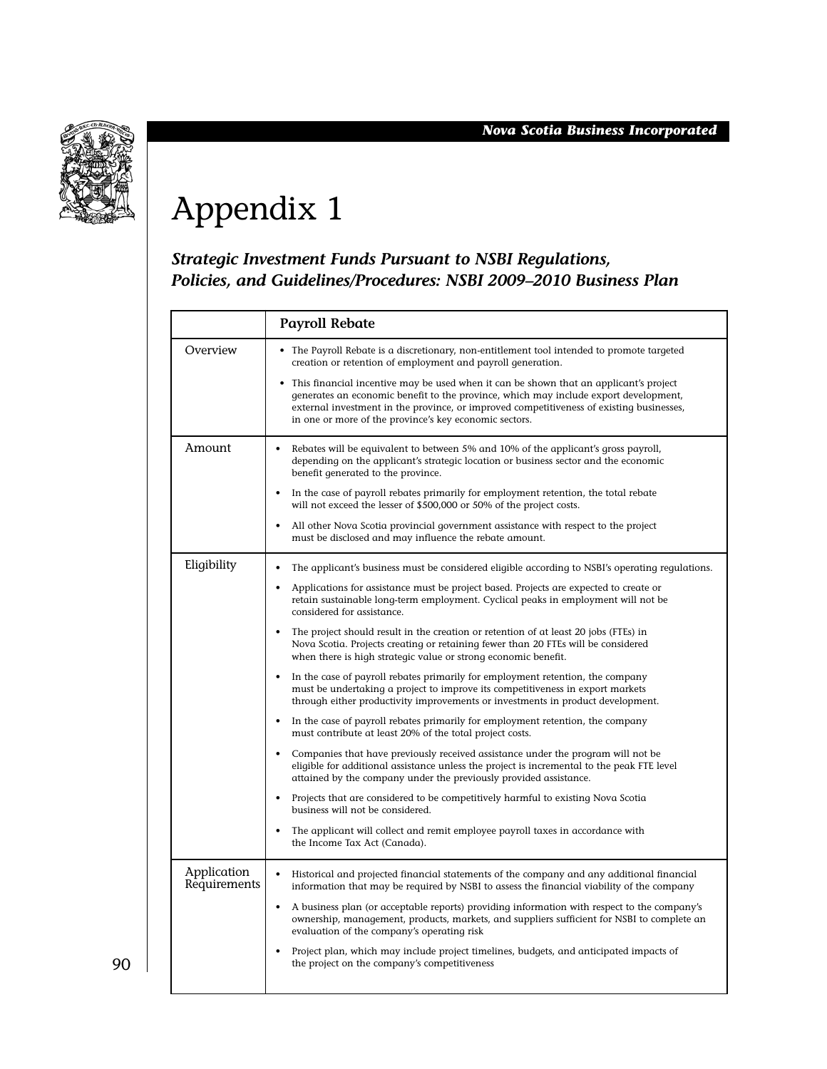# Appendix 1

## *Strategic Investment Funds Pursuant to NSBI Regulations, Policies, and Guidelines/Procedures: NSBI 2009–2010 Business Plan*

| | **Payroll Rebate** |
|---|---|
| Overview | • The Payroll Rebate is a discretionary, non-entitlement tool intended to promote targeted creation or retention of employment and payroll generation.<br>• This financial incentive may be used when it can be shown that an applicant's project generates an economic benefit to the province, which may include export development, external investment in the province, or improved competitiveness of existing businesses, in one or more of the province's key economic sectors. |
| Amount | • Rebates will be equivalent to between 5% and 10% of the applicant's gross payroll, depending on the applicant's strategic location or business sector and the economic benefit generated to the province.<br>• In the case of payroll rebates primarily for employment retention, the total rebate will not exceed the lesser of $500,000 or 50% of the project costs.<br>• All other Nova Scotia provincial government assistance with respect to the project must be disclosed and may influence the rebate amount. |
| Eligibility | • The applicant's business must be considered eligible according to NSBI's operating regulations.<br>• Applications for assistance must be project based. Projects are expected to create or retain sustainable long-term employment. Cyclical peaks in employment will not be considered for assistance.<br>• The project should result in the creation or retention of at least 20 jobs (FTEs) in Nova Scotia. Projects creating or retaining fewer than 20 FTEs will be considered when there is high strategic value or strong economic benefit.<br>• In the case of payroll rebates primarily for employment retention, the company must be undertaking a project to improve its competitiveness in export markets through either productivity improvements or investments in product development.<br>• In the case of payroll rebates primarily for employment retention, the company must contribute at least 20% of the total project costs.<br>• Companies that have previously received assistance under the program will not be eligible for additional assistance unless the project is incremental to the peak FTE level attained by the company under the previously provided assistance.<br>• Projects that are considered to be competitively harmful to existing Nova Scotia business will not be considered.<br>• The applicant will collect and remit employee payroll taxes in accordance with the Income Tax Act (Canada). |
| Application Requirements | • Historical and projected financial statements of the company and any additional financial information that may be required by NSBI to assess the financial viability of the company<br>• A business plan (or acceptable reports) providing information with respect to the company's ownership, management, products, markets, and suppliers sufficient for NSBI to complete an evaluation of the company's operating risk<br>• Project plan, which may include project timelines, budgets, and anticipated impacts of the project on the company's competitiveness |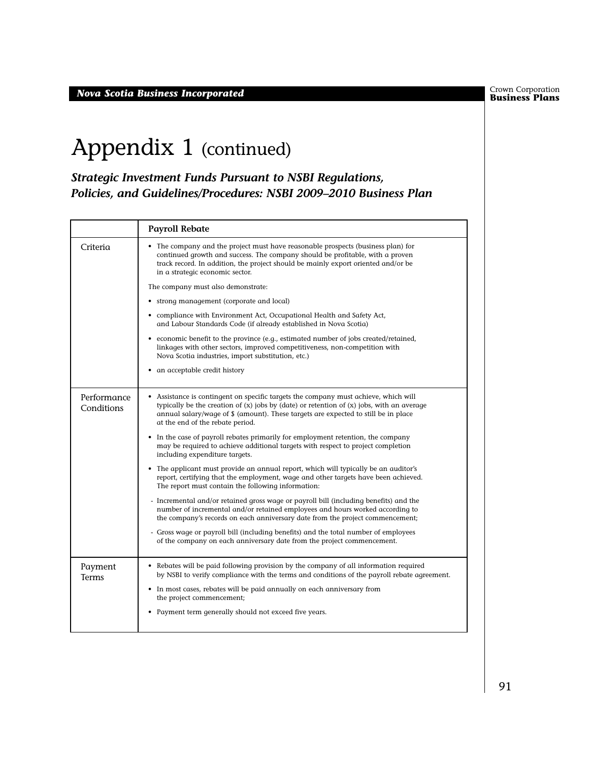# Appendix 1 (continued)

## *Strategic Investment Funds Pursuant to NSBI Regulations, Policies, and Guidelines/Procedures: NSBI 2009–2010 Business Plan*

| | **Payroll Rebate** |
|---|---|
| Criteria | • The company and the project must have reasonable prospects (business plan) for continued growth and success. The company should be profitable, with a proven track record. In addition, the project should be mainly export oriented and/or be in a strategic economic sector.<br><br>The company must also demonstrate:<br><br>• strong management (corporate and local)<br><br>• compliance with Environment Act, Occupational Health and Safety Act, and Labour Standards Code (if already established in Nova Scotia)<br><br>• economic benefit to the province (e.g., estimated number of jobs created/retained, linkages with other sectors, improved competitiveness, non-competition with Nova Scotia industries, import substitution, etc.)<br><br>• an acceptable credit history |
| Performance Conditions | • Assistance is contingent on specific targets the company must achieve, which will typically be the creation of (x) jobs by (date) or retention of (x) jobs, with an average annual salary/wage of $ (amount). These targets are expected to still be in place at the end of the rebate period.<br><br>• In the case of payroll rebates primarily for employment retention, the company may be required to achieve additional targets with respect to project completion including expenditure targets.<br><br>• The applicant must provide an annual report, which will typically be an auditor's report, certifying that the employment, wage and other targets have been achieved. The report must contain the following information:<br><br>- Incremental and/or retained gross wage or payroll bill (including benefits) and the number of incremental and/or retained employees and hours worked according to the company's records on each anniversary date from the project commencement;<br><br>- Gross wage or payroll bill (including benefits) and the total number of employees of the company on each anniversary date from the project commencement. |
| Payment Terms | • Rebates will be paid following provision by the company of all information required by NSBI to verify compliance with the terms and conditions of the payroll rebate agreement.<br><br>• In most cases, rebates will be paid annually on each anniversary from the project commencement;<br><br>• Payment term generally should not exceed five years. |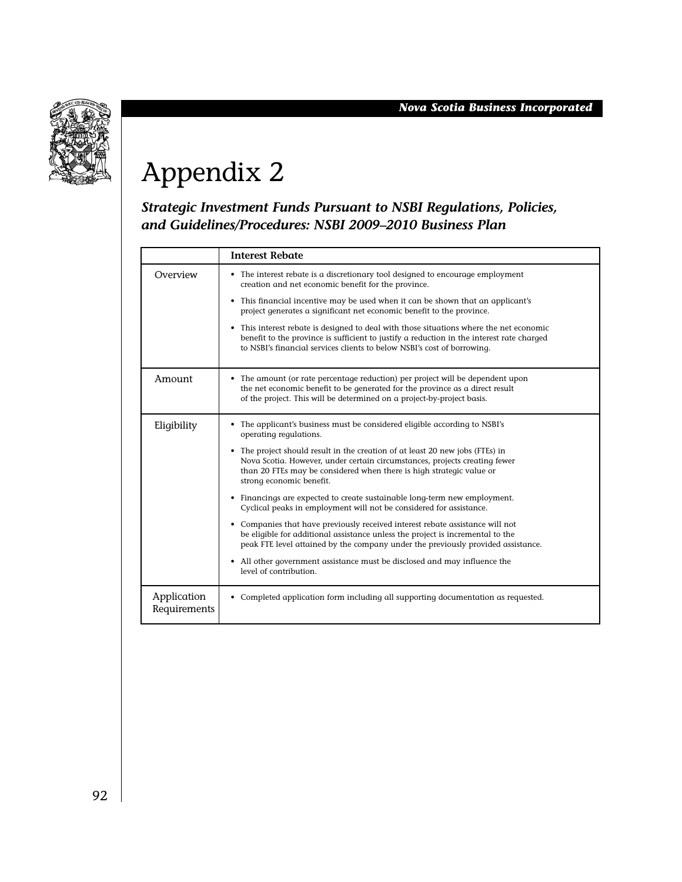# Appendix 2

***Strategic Investment Funds Pursuant to NSBI Regulations, Policies, and Guidelines/Procedures: NSBI 2009–2010 Business Plan***

| | Interest Rebate |
|---|---|
| Overview | • The interest rebate is a discretionary tool designed to encourage employment creation and net economic benefit for the province.<br>• This financial incentive may be used when it can be shown that an applicant's project generates a significant net economic benefit to the province.<br>• This interest rebate is designed to deal with those situations where the net economic benefit to the province is sufficient to justify a reduction in the interest rate charged to NSBI's financial services clients to below NSBI's cost of borrowing. |
| Amount | • The amount (or rate percentage reduction) per project will be dependent upon the net economic benefit to be generated for the province as a direct result of the project. This will be determined on a project-by-project basis. |
| Eligibility | • The applicant's business must be considered eligible according to NSBI's operating regulations.<br>• The project should result in the creation of at least 20 new jobs (FTEs) in Nova Scotia. However, under certain circumstances, projects creating fewer than 20 FTEs may be considered when there is high strategic value or strong economic benefit.<br>• Financings are expected to create sustainable long-term new employment. Cyclical peaks in employment will not be considered for assistance.<br>• Companies that have previously received interest rebate assistance will not be eligible for additional assistance unless the project is incremental to the peak FTE level attained by the company under the previously provided assistance.<br>• All other government assistance must be disclosed and may influence the level of contribution. |
| Application Requirements | • Completed application form including all supporting documentation as requested. |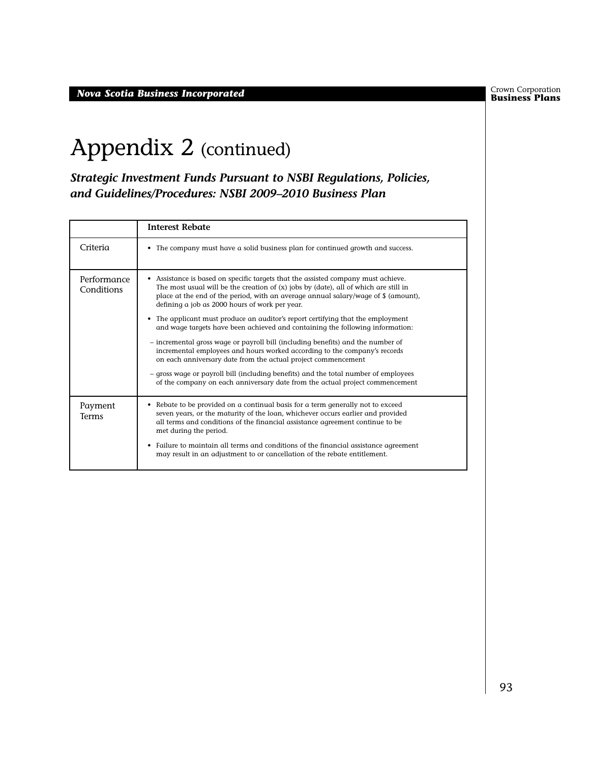# Appendix 2 (continued)

## *Strategic Investment Funds Pursuant to NSBI Regulations, Policies, and Guidelines/Procedures: NSBI 2009–2010 Business Plan*

| | **Interest Rebate** |
|---|---|
| Criteria | • The company must have a solid business plan for continued growth and success. |
| Performance Conditions | • Assistance is based on specific targets that the assisted company must achieve. The most usual will be the creation of (x) jobs by (date), all of which are still in place at the end of the period, with an average annual salary/wage of $ (amount), defining a job as 2000 hours of work per year.<br>• The applicant must produce an auditor's report certifying that the employment and wage targets have been achieved and containing the following information:<br>– incremental gross wage or payroll bill (including benefits) and the number of incremental employees and hours worked according to the company's records on each anniversary date from the actual project commencement<br>– gross wage or payroll bill (including benefits) and the total number of employees of the company on each anniversary date from the actual project commencement |
| Payment Terms | • Rebate to be provided on a continual basis for a term generally not to exceed seven years, or the maturity of the loan, whichever occurs earlier and provided all terms and conditions of the financial assistance agreement continue to be met during the period.<br>• Failure to maintain all terms and conditions of the financial assistance agreement may result in an adjustment to or cancellation of the rebate entitlement. |